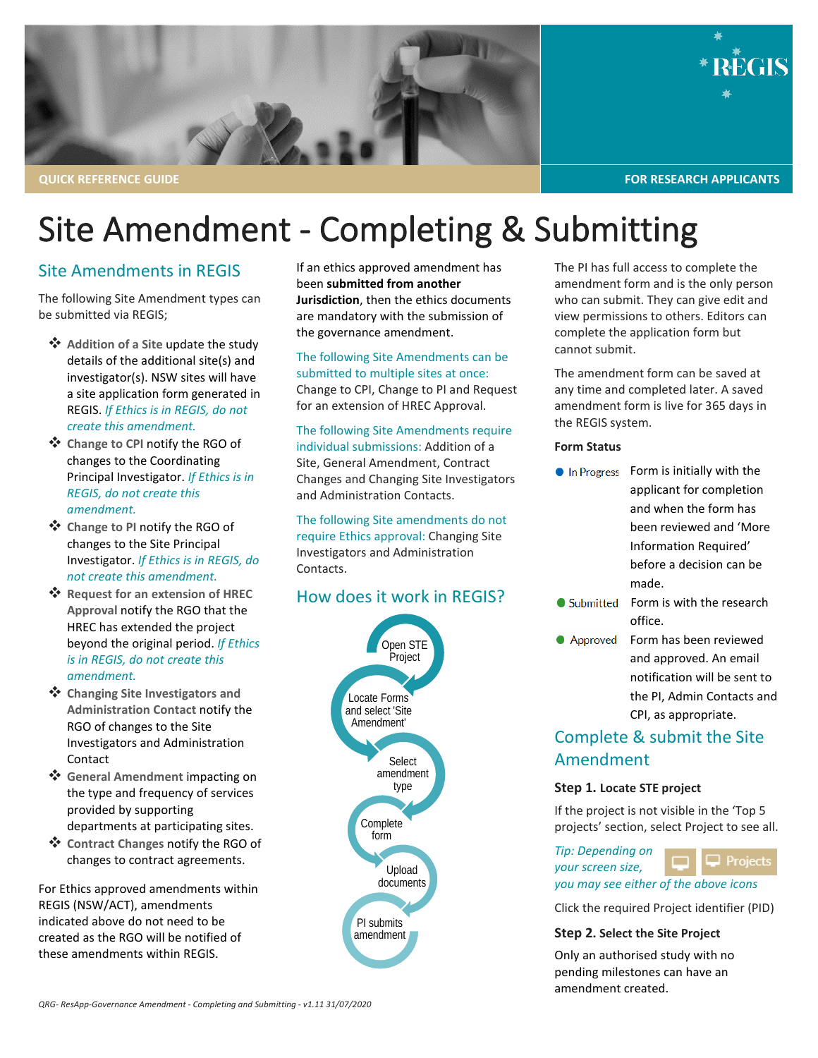QUICK REFERENCE GUIDE

FOR RESEARCH APPLICANTS

# Site Amendment - Completing & Submitting

## Site Amendments in REGIS

The following Site Amendment types can be submitted via REGIS;

- **Addition of a Site** update the study details of the additional site(s) and investigator(s). NSW sites will have a site application form generated in REGIS. *If Ethics is in REGIS, do not create this amendment.*
- **Change to CPI** notify the RGO of changes to the Coordinating Principal Investigator. *If Ethics is in REGIS, do not create this amendment.*
- **Change to PI** notify the RGO of changes to the Site Principal Investigator. *If Ethics is in REGIS, do not create this amendment.*
- **Request for an extension of HREC Approval** notify the RGO that the HREC has extended the project beyond the original period. *If Ethics is in REGIS, do not create this amendment.*
- **Changing Site Investigators and Administration Contact** notify the RGO of changes to the Site Investigators and Administration Contact
- **General Amendment** impacting on the type and frequency of services provided by supporting departments at participating sites.
- **Contract Changes** notify the RGO of changes to contract agreements.

For Ethics approved amendments within REGIS (NSW/ACT), amendments indicated above do not need to be created as the RGO will be notified of these amendments within REGIS.

If an ethics approved amendment has been **submitted from another Jurisdiction**, then the ethics documents are mandatory with the submission of the governance amendment.

The following Site Amendments can be submitted to multiple sites at once: Change to CPI, Change to PI and Request for an extension of HREC Approval.

The following Site Amendments require individual submissions: Addition of a Site, General Amendment, Contract Changes and Changing Site Investigators and Administration Contacts.

The following Site amendments do not require Ethics approval: Changing Site Investigators and Administration Contacts.

## How does it work in REGIS?

1. Open STE Project
2. Locate Forms and select 'Site Amendment'
3. Select amendment type
4. Complete form
5. Upload documents
6. PI submits amendment

The PI has full access to complete the amendment form and is the only person who can submit. They can give edit and view permissions to others. Editors can complete the application form but cannot submit.

The amendment form can be saved at any time and completed later. A saved amendment form is live for 365 days in the REGIS system.

**Form Status**

| Status | Description |
|---|---|
| In Progress | Form is initially with the applicant for completion and when the form has been reviewed and 'More Information Required' before a decision can be made. |
| Submitted | Form is with the research office. |
| Approved | Form has been reviewed and approved. An email notification will be sent to the PI, Admin Contacts and CPI, as appropriate. |

## Complete & submit the Site Amendment

### Step 1. Locate STE project

If the project is not visible in the 'Top 5 projects' section, select Project to see all.

*Tip: Depending on your screen size, you may see either of the above icons* [Projects]

Click the required Project identifier (PID)

### Step 2. Select the Site Project

Only an authorised study with no pending milestones can have an amendment created.

QRG- ResApp-Governance Amendment - Completing and Submitting - v1.11 31/07/2020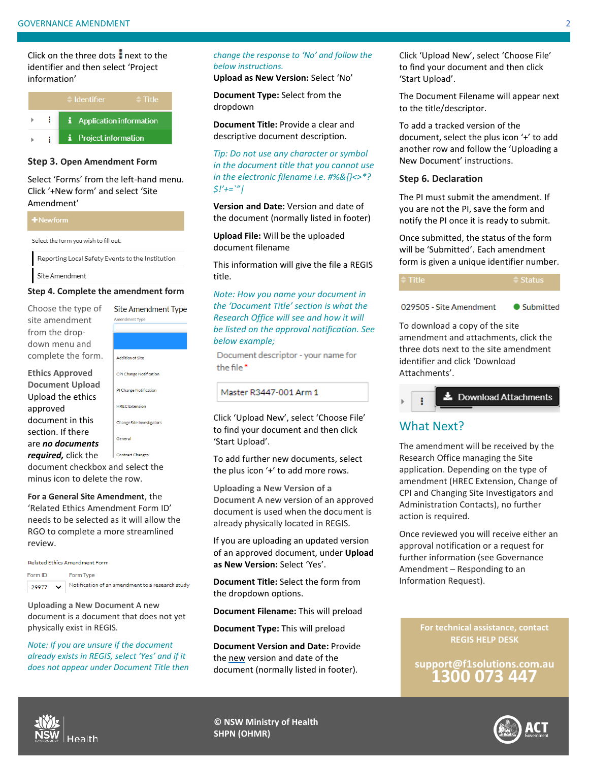Click on the three dots ⋮ next to the identifier and then select 'Project information'

| Identifier | Title |
| --- | --- |
| ⋮ | Application information |
| ⋮ | Project information |

### Step 3. Open Amendment Form

Select 'Forms' from the left-hand menu. Click '+New form' and select 'Site Amendment'

+New form

Select the form you wish to fill out:

Reporting Local Safety Events to the Institution

Site Amendment

### Step 4. Complete the amendment form

Choose the type of site amendment from the drop-down menu and complete the form.

Site Amendment Type

Amendment Type

Addition of Site
CPI Change Notification
PI Change Notification
HREC Extension
Change Site Investigators
General
Contract Changes

**Ethics Approved Document Upload** Upload the ethics approved document in this section. If there are ***no documents required,*** click the document checkbox and select the minus icon to delete the row.

**For a General Site Amendment**, the 'Related Ethics Amendment Form ID' needs to be selected as it will allow the RGO to complete a more streamlined review.

Related Ethics Amendment Form

| Form ID | Form Type |
| --- | --- |
| 29977 | Notification of an amendment to a research study |

**Uploading a New Document** A new document is a document that does not yet physically exist in REGIS.

*Note: If you are unsure if the document already exists in REGIS, select 'Yes' and if it does not appear under Document Title then change the response to 'No' and follow the below instructions.*

**Upload as New Version:** Select 'No'

**Document Type:** Select from the dropdown

**Document Title:** Provide a clear and descriptive document description.

*Tip: Do not use any character or symbol in the document title that you cannot use in the electronic filename i.e. #%&{}<>*?$!'+=`"|*

**Version and Date:** Version and date of the document (normally listed in footer)

**Upload File:** Will be the uploaded document filename

This information will give the file a REGIS title.

*Note: How you name your document in the 'Document Title' section is what the Research Office will see and how it will be listed on the approval notification. See below example;*

Document descriptor - your name for the file*

Master R3447-001 Arm 1

Click 'Upload New', select 'Choose File' to find your document and then click 'Start Upload'.

To add further new documents, select the plus icon '+' to add more rows.

**Uploading a New Version of a Document** A new version of an approved document is used when the document is already physically located in REGIS.

If you are uploading an updated version of an approved document, under **Upload as New Version:** Select 'Yes'.

**Document Title:** Select the form from the dropdown options.

**Document Filename:** This will preload

**Document Type:** This will preload

**Document Version and Date:** Provide the new version and date of the document (normally listed in footer).

Click 'Upload New', select 'Choose File' to find your document and then click 'Start Upload'.

The Document Filename will appear next to the title/descriptor.

To add a tracked version of the document, select the plus icon '+' to add another row and follow the 'Uploading a New Document' instructions.

### Step 6. Declaration

The PI must submit the amendment. If you are not the PI, save the form and notify the PI once it is ready to submit.

Once submitted, the status of the form will be 'Submitted'. Each amendment form is given a unique identifier number.

| Title | Status |
| --- | --- |
| 029505 - Site Amendment | Submitted |

To download a copy of the site amendment and attachments, click the three dots next to the site amendment identifier and click 'Download Attachments'.

⋮ Download Attachments

## What Next?

The amendment will be received by the Research Office managing the Site application. Depending on the type of amendment (HREC Extension, Change of CPI and Changing Site Investigators and Administration Contacts), no further action is required.

Once reviewed you will receive either an approval notification or a request for further information (see Governance Amendment – Responding to an Information Request).

**For technical assistance, contact REGIS HELP DESK**

**support@f1solutions.com.au**
**1300 073 447**

© NSW Ministry of Health
SHPN (OHMR)